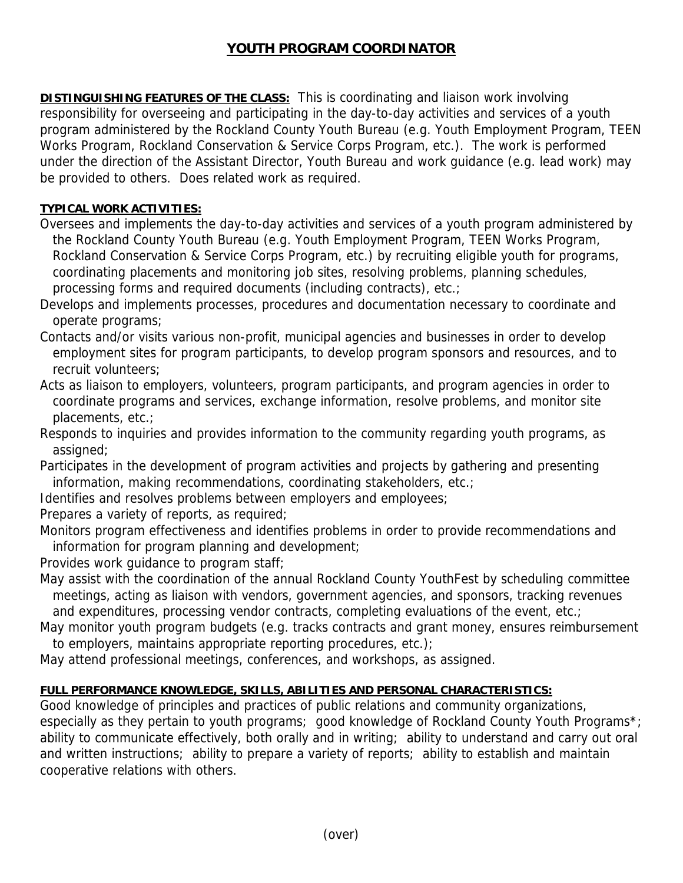# YOUTH PROGRAM COORDINATOR

**DISTINGUISHING FEATURES OF THE CLASS:** This is coordinating and liaison work involving responsibility for overseeing and participating in the day-to-day activities and services of a youth program administered by the Rockland County Youth Bureau (e.g. Youth Employment Program, TEEN Works Program, Rockland Conservation & Service Corps Program, etc.). The work is performed under the direction of the Assistant Director, Youth Bureau and work guidance (e.g. lead work) may be provided to others. Does related work as required.

**TYPICAL WORK ACTIVITIES:**

Oversees and implements the day-to-day activities and services of a youth program administered by the Rockland County Youth Bureau (e.g. Youth Employment Program, TEEN Works Program, Rockland Conservation & Service Corps Program, etc.) by recruiting eligible youth for programs, coordinating placements and monitoring job sites, resolving problems, planning schedules, processing forms and required documents (including contracts), etc.;

Develops and implements processes, procedures and documentation necessary to coordinate and operate programs;

Contacts and/or visits various non-profit, municipal agencies and businesses in order to develop employment sites for program participants, to develop program sponsors and resources, and to recruit volunteers;

Acts as liaison to employers, volunteers, program participants, and program agencies in order to coordinate programs and services, exchange information, resolve problems, and monitor site placements, etc.;

Responds to inquiries and provides information to the community regarding youth programs, as assigned;

Participates in the development of program activities and projects by gathering and presenting information, making recommendations, coordinating stakeholders, etc.;

Identifies and resolves problems between employers and employees;

Prepares a variety of reports, as required;

Monitors program effectiveness and identifies problems in order to provide recommendations and information for program planning and development;

Provides work guidance to program staff;

May assist with the coordination of the annual Rockland County YouthFest by scheduling committee meetings, acting as liaison with vendors, government agencies, and sponsors, tracking revenues and expenditures, processing vendor contracts, completing evaluations of the event, etc.;

May monitor youth program budgets (e.g. tracks contracts and grant money, ensures reimbursement to employers, maintains appropriate reporting procedures, etc.);

May attend professional meetings, conferences, and workshops, as assigned.

**FULL PERFORMANCE KNOWLEDGE, SKILLS, ABILITIES AND PERSONAL CHARACTERISTICS:**

Good knowledge of principles and practices of public relations and community organizations, especially as they pertain to youth programs; good knowledge of Rockland County Youth Programs*; ability to communicate effectively, both orally and in writing; ability to understand and carry out oral and written instructions; ability to prepare a variety of reports; ability to establish and maintain cooperative relations with others.

(over)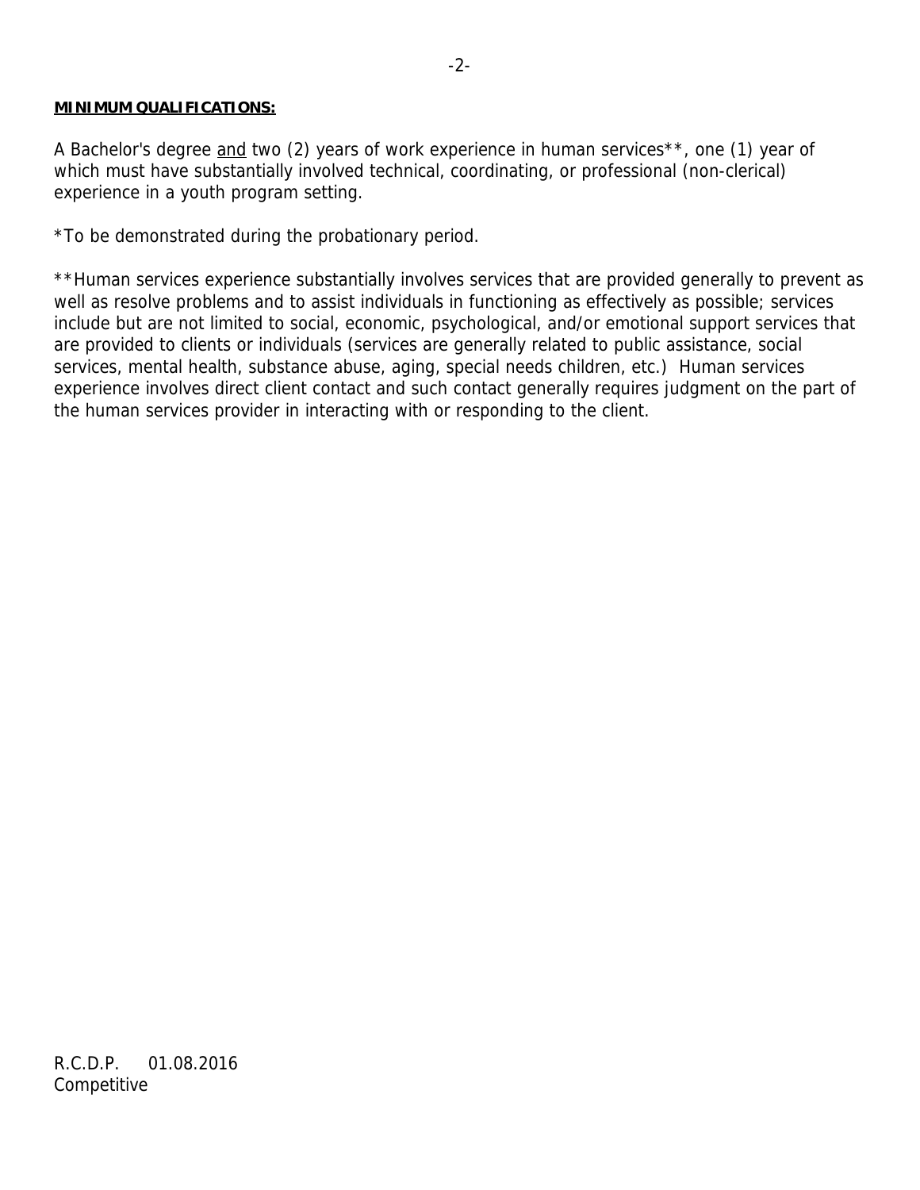**MINIMUM QUALIFICATIONS:**

A Bachelor's degree and two (2) years of work experience in human services**, one (1) year of which must have substantially involved technical, coordinating, or professional (non-clerical) experience in a youth program setting.

*To be demonstrated during the probationary period.

**Human services experience substantially involves services that are provided generally to prevent as well as resolve problems and to assist individuals in functioning as effectively as possible; services include but are not limited to social, economic, psychological, and/or emotional support services that are provided to clients or individuals (services are generally related to public assistance, social services, mental health, substance abuse, aging, special needs children, etc.) Human services experience involves direct client contact and such contact generally requires judgment on the part of the human services provider in interacting with or responding to the client.

R.C.D.P. 01.08.2016
Competitive